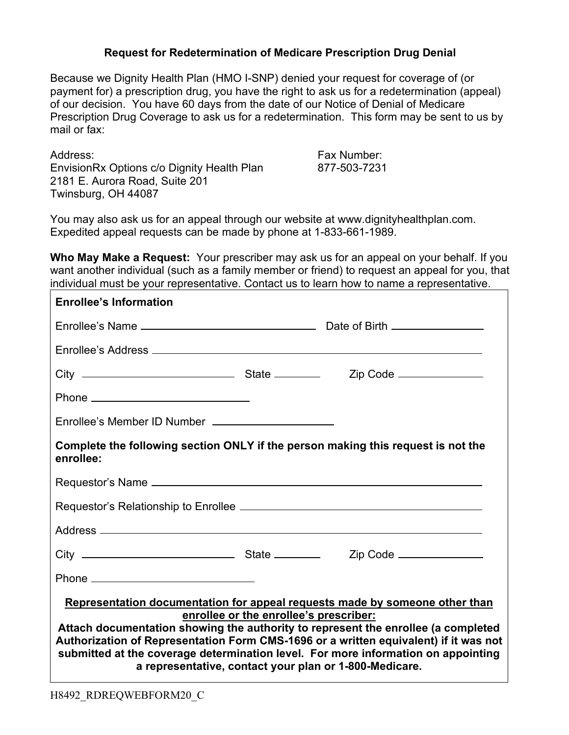# Request for Redetermination of Medicare Prescription Drug Denial

Because we Dignity Health Plan (HMO I-SNP) denied your request for coverage of (or payment for) a prescription drug, you have the right to ask us for a redetermination (appeal) of our decision. You have 60 days from the date of our Notice of Denial of Medicare Prescription Drug Coverage to ask us for a redetermination. This form may be sent to us by mail or fax:

Address:
EnvisionRx Options c/o Dignity Health Plan
2181 E. Aurora Road, Suite 201
Twinsburg, OH 44087

Fax Number:
877-503-7231

You may also ask us for an appeal through our website at www.dignityhealthplan.com. Expedited appeal requests can be made by phone at 1-833-661-1989.

**Who May Make a Request:** Your prescriber may ask us for an appeal on your behalf. If you want another individual (such as a family member or friend) to request an appeal for you, that individual must be your representative. Contact us to learn how to name a representative.

**Enrollee's Information**

Enrollee's Name ______________________________ Date of Birth ______________

Enrollee's Address ______________________________________________

City ______________________ State ________ Zip Code ______________

Phone ______________________

Enrollee's Member ID Number ____________________

**Complete the following section ONLY if the person making this request is not the enrollee:**

Requestor's Name ______________________________________________

Requestor's Relationship to Enrollee ______________________________

Address ______________________________________________

City ______________________ State ________ Zip Code ______________

Phone ______________________

**Representation documentation for appeal requests made by someone other than enrollee or the enrollee's prescriber:**

**Attach documentation showing the authority to represent the enrollee (a completed Authorization of Representation Form CMS-1696 or a written equivalent) if it was not submitted at the coverage determination level. For more information on appointing a representative, contact your plan or 1-800-Medicare.**

H8492_RDREQWEBFORM20_C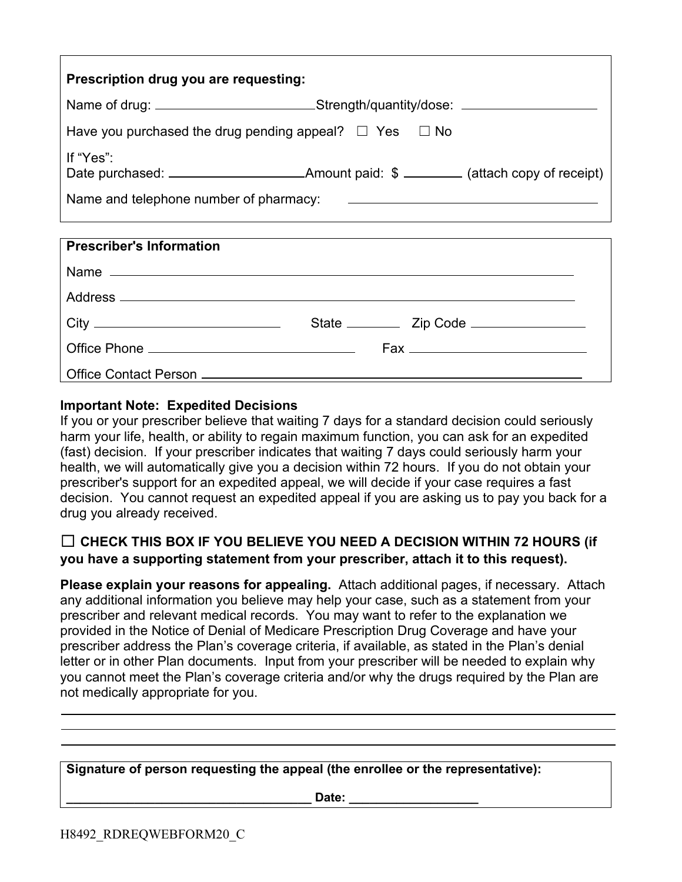**Prescription drug you are requesting:**

Name of drug: ______________________ Strength/quantity/dose: ____________________

Have you purchased the drug pending appeal? ☐ Yes ☐ No

If "Yes":
Date purchased: ____________________ Amount paid: $ ________ (attach copy of receipt)

Name and telephone number of pharmacy: ______________________________________

**Prescriber's Information**

Name ______________________________________________________________________

Address ____________________________________________________________________

City ___________________________ State ________ Zip Code ________________

Office Phone ______________________________ Fax _________________________

Office Contact Person ________________________________________________________

**Important Note: Expedited Decisions**
If you or your prescriber believe that waiting 7 days for a standard decision could seriously harm your life, health, or ability to regain maximum function, you can ask for an expedited (fast) decision. If your prescriber indicates that waiting 7 days could seriously harm your health, we will automatically give you a decision within 72 hours. If you do not obtain your prescriber's support for an expedited appeal, we will decide if your case requires a fast decision. You cannot request an expedited appeal if you are asking us to pay you back for a drug you already received.

☐ **CHECK THIS BOX IF YOU BELIEVE YOU NEED A DECISION WITHIN 72 HOURS (if you have a supporting statement from your prescriber, attach it to this request).**

**Please explain your reasons for appealing.** Attach additional pages, if necessary. Attach any additional information you believe may help your case, such as a statement from your prescriber and relevant medical records. You may want to refer to the explanation we provided in the Notice of Denial of Medicare Prescription Drug Coverage and have your prescriber address the Plan's coverage criteria, if available, as stated in the Plan's denial letter or in other Plan documents. Input from your prescriber will be needed to explain why you cannot meet the Plan's coverage criteria and/or why the drugs required by the Plan are not medically appropriate for you.

______________________________________________________________________________

______________________________________________________________________________

______________________________________________________________________________

**Signature of person requesting the appeal (the enrollee or the representative):**

**__________________________________ Date: __________________**

H8492_RDREQWEBFORM20_C